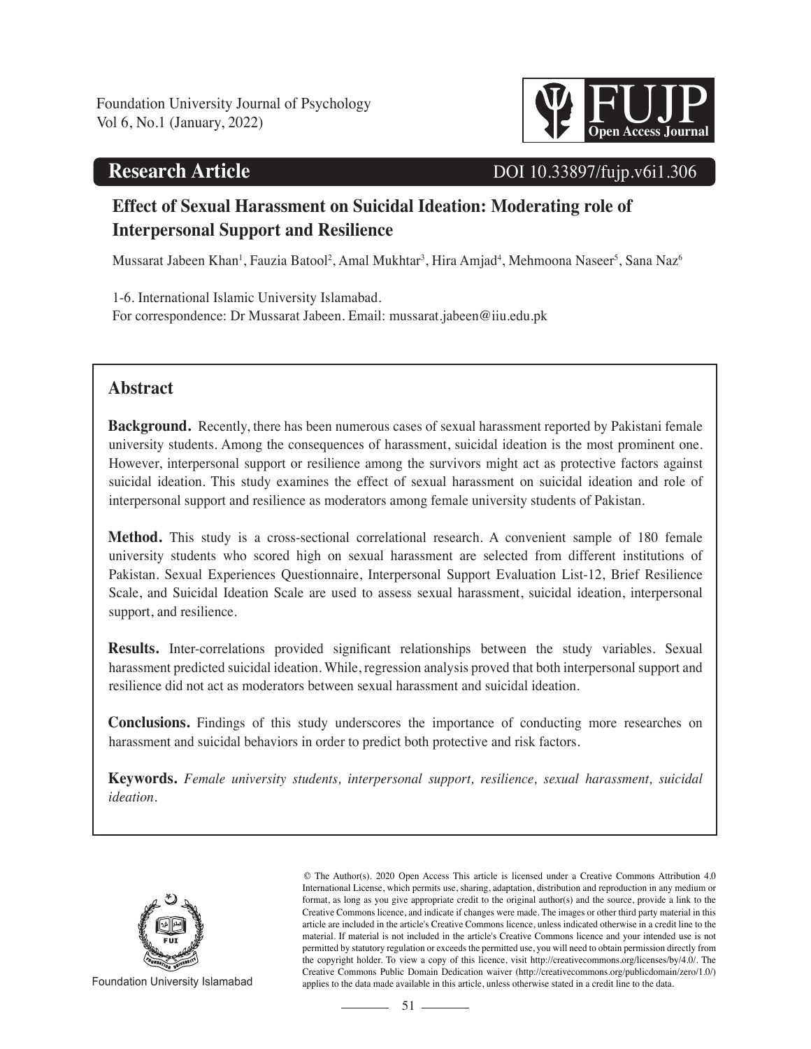Research Article

DOI 10.33897/fujp.v6i1.306

# Effect of Sexual Harassment on Suicidal Ideation: Moderating role of Interpersonal Support and Resilience

Mussarat Jabeen Khan[1], Fauzia Batool[2], Amal Mukhtar[3], Hira Amjad[4], Mehmoona Naseer[5], Sana Naz[6]

1-6. International Islamic University Islamabad.
For correspondence: Dr Mussarat Jabeen. Email: mussarat.jabeen@iiu.edu.pk

## Abstract

**Background.** Recently, there has been numerous cases of sexual harassment reported by Pakistani female university students. Among the consequences of harassment, suicidal ideation is the most prominent one. However, interpersonal support or resilience among the survivors might act as protective factors against suicidal ideation. This study examines the effect of sexual harassment on suicidal ideation and role of interpersonal support and resilience as moderators among female university students of Pakistan.

**Method.** This study is a cross-sectional correlational research. A convenient sample of 180 female university students who scored high on sexual harassment are selected from different institutions of Pakistan. Sexual Experiences Questionnaire, Interpersonal Support Evaluation List-12, Brief Resilience Scale, and Suicidal Ideation Scale are used to assess sexual harassment, suicidal ideation, interpersonal support, and resilience.

**Results.** Inter-correlations provided significant relationships between the study variables. Sexual harassment predicted suicidal ideation. While, regression analysis proved that both interpersonal support and resilience did not act as moderators between sexual harassment and suicidal ideation.

**Conclusions.** Findings of this study underscores the importance of conducting more researches on harassment and suicidal behaviors in order to predict both protective and risk factors.

**Keywords.** *Female university students, interpersonal support, resilience, sexual harassment, suicidal ideation.*

Foundation University Islamabad

© The Author(s). 2020 Open Access This article is licensed under a Creative Commons Attribution 4.0 International License, which permits use, sharing, adaptation, distribution and reproduction in any medium or format, as long as you give appropriate credit to the original author(s) and the source, provide a link to the Creative Commons licence, and indicate if changes were made. The images or other third party material in this article are included in the article's Creative Commons licence, unless indicated otherwise in a credit line to the material. If material is not included in the article's Creative Commons licence and your intended use is not permitted by statutory regulation or exceeds the permitted use, you will need to obtain permission directly from the copyright holder. To view a copy of this licence, visit http://creativecommons.org/licenses/by/4.0/. The Creative Commons Public Domain Dedication waiver (http://creativecommons.org/publicdomain/zero/1.0/) applies to the data made available in this article, unless otherwise stated in a credit line to the data.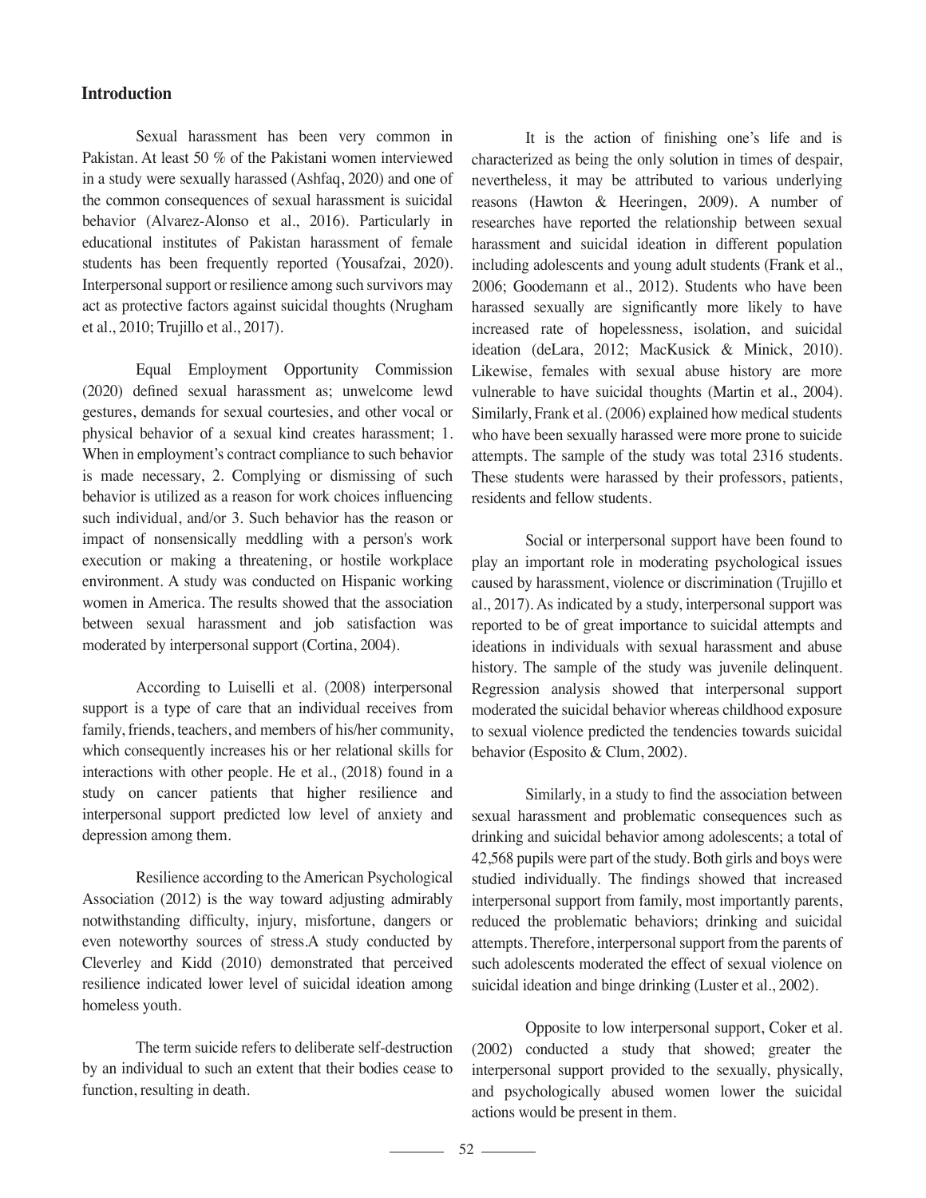## Introduction

Sexual harassment has been very common in Pakistan. At least 50 % of the Pakistani women interviewed in a study were sexually harassed (Ashfaq, 2020) and one of the common consequences of sexual harassment is suicidal behavior (Alvarez-Alonso et al., 2016). Particularly in educational institutes of Pakistan harassment of female students has been frequently reported (Yousafzai, 2020). Interpersonal support or resilience among such survivors may act as protective factors against suicidal thoughts (Nrugham et al., 2010; Trujillo et al., 2017).

Equal Employment Opportunity Commission (2020) defined sexual harassment as; unwelcome lewd gestures, demands for sexual courtesies, and other vocal or physical behavior of a sexual kind creates harassment; 1. When in employment's contract compliance to such behavior is made necessary, 2. Complying or dismissing of such behavior is utilized as a reason for work choices influencing such individual, and/or 3. Such behavior has the reason or impact of nonsensically meddling with a person's work execution or making a threatening, or hostile workplace environment. A study was conducted on Hispanic working women in America. The results showed that the association between sexual harassment and job satisfaction was moderated by interpersonal support (Cortina, 2004).

According to Luiselli et al. (2008) interpersonal support is a type of care that an individual receives from family, friends, teachers, and members of his/her community, which consequently increases his or her relational skills for interactions with other people. He et al., (2018) found in a study on cancer patients that higher resilience and interpersonal support predicted low level of anxiety and depression among them.

Resilience according to the American Psychological Association (2012) is the way toward adjusting admirably notwithstanding difficulty, injury, misfortune, dangers or even noteworthy sources of stress.A study conducted by Cleverley and Kidd (2010) demonstrated that perceived resilience indicated lower level of suicidal ideation among homeless youth.

The term suicide refers to deliberate self-destruction by an individual to such an extent that their bodies cease to function, resulting in death.

It is the action of finishing one's life and is characterized as being the only solution in times of despair, nevertheless, it may be attributed to various underlying reasons (Hawton & Heeringen, 2009). A number of researches have reported the relationship between sexual harassment and suicidal ideation in different population including adolescents and young adult students (Frank et al., 2006; Goodemann et al., 2012). Students who have been harassed sexually are significantly more likely to have increased rate of hopelessness, isolation, and suicidal ideation (deLara, 2012; MacKusick & Minick, 2010). Likewise, females with sexual abuse history are more vulnerable to have suicidal thoughts (Martin et al., 2004). Similarly, Frank et al. (2006) explained how medical students who have been sexually harassed were more prone to suicide attempts. The sample of the study was total 2316 students. These students were harassed by their professors, patients, residents and fellow students.

Social or interpersonal support have been found to play an important role in moderating psychological issues caused by harassment, violence or discrimination (Trujillo et al., 2017). As indicated by a study, interpersonal support was reported to be of great importance to suicidal attempts and ideations in individuals with sexual harassment and abuse history. The sample of the study was juvenile delinquent. Regression analysis showed that interpersonal support moderated the suicidal behavior whereas childhood exposure to sexual violence predicted the tendencies towards suicidal behavior (Esposito & Clum, 2002).

Similarly, in a study to find the association between sexual harassment and problematic consequences such as drinking and suicidal behavior among adolescents; a total of 42,568 pupils were part of the study. Both girls and boys were studied individually. The findings showed that increased interpersonal support from family, most importantly parents, reduced the problematic behaviors; drinking and suicidal attempts. Therefore, interpersonal support from the parents of such adolescents moderated the effect of sexual violence on suicidal ideation and binge drinking (Luster et al., 2002).

Opposite to low interpersonal support, Coker et al. (2002) conducted a study that showed; greater the interpersonal support provided to the sexually, physically, and psychologically abused women lower the suicidal actions would be present in them.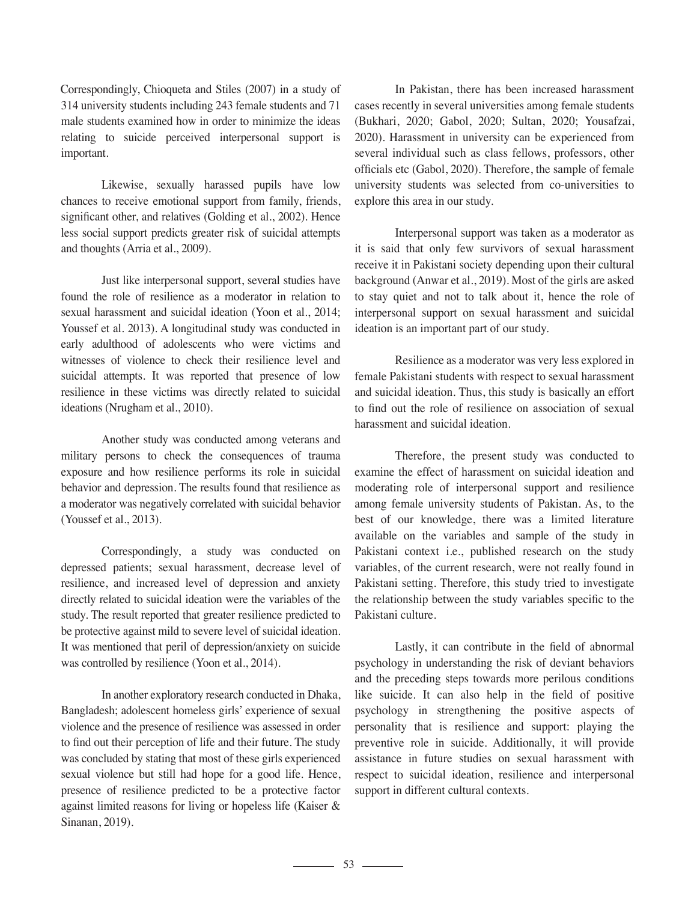Correspondingly, Chioqueta and Stiles (2007) in a study of 314 university students including 243 female students and 71 male students examined how in order to minimize the ideas relating to suicide perceived interpersonal support is important.

Likewise, sexually harassed pupils have low chances to receive emotional support from family, friends, significant other, and relatives (Golding et al., 2002). Hence less social support predicts greater risk of suicidal attempts and thoughts (Arria et al., 2009).

Just like interpersonal support, several studies have found the role of resilience as a moderator in relation to sexual harassment and suicidal ideation (Yoon et al., 2014; Youssef et al. 2013). A longitudinal study was conducted in early adulthood of adolescents who were victims and witnesses of violence to check their resilience level and suicidal attempts. It was reported that presence of low resilience in these victims was directly related to suicidal ideations (Nrugham et al., 2010).

Another study was conducted among veterans and military persons to check the consequences of trauma exposure and how resilience performs its role in suicidal behavior and depression. The results found that resilience as a moderator was negatively correlated with suicidal behavior (Youssef et al., 2013).

Correspondingly, a study was conducted on depressed patients; sexual harassment, decrease level of resilience, and increased level of depression and anxiety directly related to suicidal ideation were the variables of the study. The result reported that greater resilience predicted to be protective against mild to severe level of suicidal ideation. It was mentioned that peril of depression/anxiety on suicide was controlled by resilience (Yoon et al., 2014).

In another exploratory research conducted in Dhaka, Bangladesh; adolescent homeless girls' experience of sexual violence and the presence of resilience was assessed in order to find out their perception of life and their future. The study was concluded by stating that most of these girls experienced sexual violence but still had hope for a good life. Hence, presence of resilience predicted to be a protective factor against limited reasons for living or hopeless life (Kaiser & Sinanan, 2019).

In Pakistan, there has been increased harassment cases recently in several universities among female students (Bukhari, 2020; Gabol, 2020; Sultan, 2020; Yousafzai, 2020). Harassment in university can be experienced from several individual such as class fellows, professors, other officials etc (Gabol, 2020). Therefore, the sample of female university students was selected from co-universities to explore this area in our study.

Interpersonal support was taken as a moderator as it is said that only few survivors of sexual harassment receive it in Pakistani society depending upon their cultural background (Anwar et al., 2019). Most of the girls are asked to stay quiet and not to talk about it, hence the role of interpersonal support on sexual harassment and suicidal ideation is an important part of our study.

Resilience as a moderator was very less explored in female Pakistani students with respect to sexual harassment and suicidal ideation. Thus, this study is basically an effort to find out the role of resilience on association of sexual harassment and suicidal ideation.

Therefore, the present study was conducted to examine the effect of harassment on suicidal ideation and moderating role of interpersonal support and resilience among female university students of Pakistan. As, to the best of our knowledge, there was a limited literature available on the variables and sample of the study in Pakistani context i.e., published research on the study variables, of the current research, were not really found in Pakistani setting. Therefore, this study tried to investigate the relationship between the study variables specific to the Pakistani culture.

Lastly, it can contribute in the field of abnormal psychology in understanding the risk of deviant behaviors and the preceding steps towards more perilous conditions like suicide. It can also help in the field of positive psychology in strengthening the positive aspects of personality that is resilience and support: playing the preventive role in suicide. Additionally, it will provide assistance in future studies on sexual harassment with respect to suicidal ideation, resilience and interpersonal support in different cultural contexts.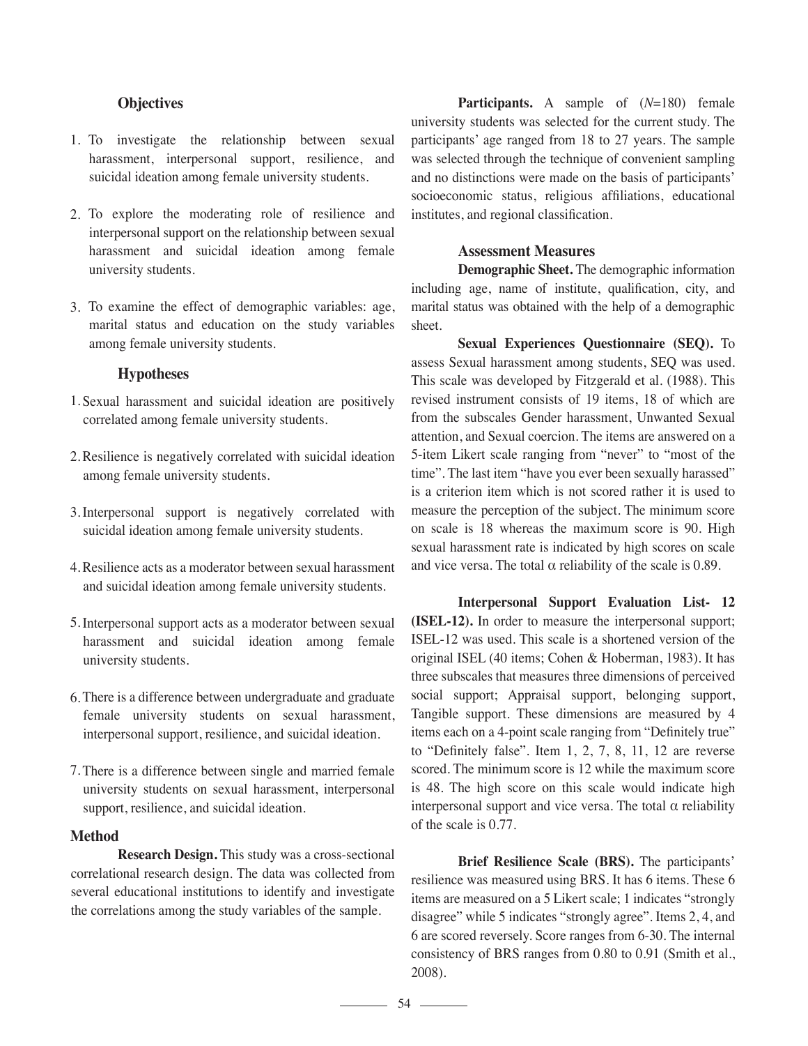### Objectives

1. To investigate the relationship between sexual harassment, interpersonal support, resilience, and suicidal ideation among female university students.
2. To explore the moderating role of resilience and interpersonal support on the relationship between sexual harassment and suicidal ideation among female university students.
3. To examine the effect of demographic variables: age, marital status and education on the study variables among female university students.

### Hypotheses

1. Sexual harassment and suicidal ideation are positively correlated among female university students.
2. Resilience is negatively correlated with suicidal ideation among female university students.
3. Interpersonal support is negatively correlated with suicidal ideation among female university students.
4. Resilience acts as a moderator between sexual harassment and suicidal ideation among female university students.
5. Interpersonal support acts as a moderator between sexual harassment and suicidal ideation among female university students.
6. There is a difference between undergraduate and graduate female university students on sexual harassment, interpersonal support, resilience, and suicidal ideation.
7. There is a difference between single and married female university students on sexual harassment, interpersonal support, resilience, and suicidal ideation.

## Method

**Research Design.** This study was a cross-sectional correlational research design. The data was collected from several educational institutions to identify and investigate the correlations among the study variables of the sample.

**Participants.** A sample of (*N*=180) female university students was selected for the current study. The participants' age ranged from 18 to 27 years. The sample was selected through the technique of convenient sampling and no distinctions were made on the basis of participants' socioeconomic status, religious affiliations, educational institutes, and regional classification.

### Assessment Measures

**Demographic Sheet.** The demographic information including age, name of institute, qualification, city, and marital status was obtained with the help of a demographic sheet.

**Sexual Experiences Questionnaire (SEQ).** To assess Sexual harassment among students, SEQ was used. This scale was developed by Fitzgerald et al. (1988). This revised instrument consists of 19 items, 18 of which are from the subscales Gender harassment, Unwanted Sexual attention, and Sexual coercion. The items are answered on a 5-item Likert scale ranging from "never" to "most of the time". The last item "have you ever been sexually harassed" is a criterion item which is not scored rather it is used to measure the perception of the subject. The minimum score on scale is 18 whereas the maximum score is 90. High sexual harassment rate is indicated by high scores on scale and vice versa. The total $\alpha$ reliability of the scale is 0.89.

**Interpersonal Support Evaluation List- 12 (ISEL-12).** In order to measure the interpersonal support; ISEL-12 was used. This scale is a shortened version of the original ISEL (40 items; Cohen & Hoberman, 1983). It has three subscales that measures three dimensions of perceived social support; Appraisal support, belonging support, Tangible support. These dimensions are measured by 4 items each on a 4-point scale ranging from "Definitely true" to "Definitely false". Item 1, 2, 7, 8, 11, 12 are reverse scored. The minimum score is 12 while the maximum score is 48. The high score on this scale would indicate high interpersonal support and vice versa. The total $\alpha$ reliability of the scale is 0.77.

**Brief Resilience Scale (BRS).** The participants' resilience was measured using BRS. It has 6 items. These 6 items are measured on a 5 Likert scale; 1 indicates "strongly disagree" while 5 indicates "strongly agree". Items 2, 4, and 6 are scored reversely. Score ranges from 6-30. The internal consistency of BRS ranges from 0.80 to 0.91 (Smith et al., 2008).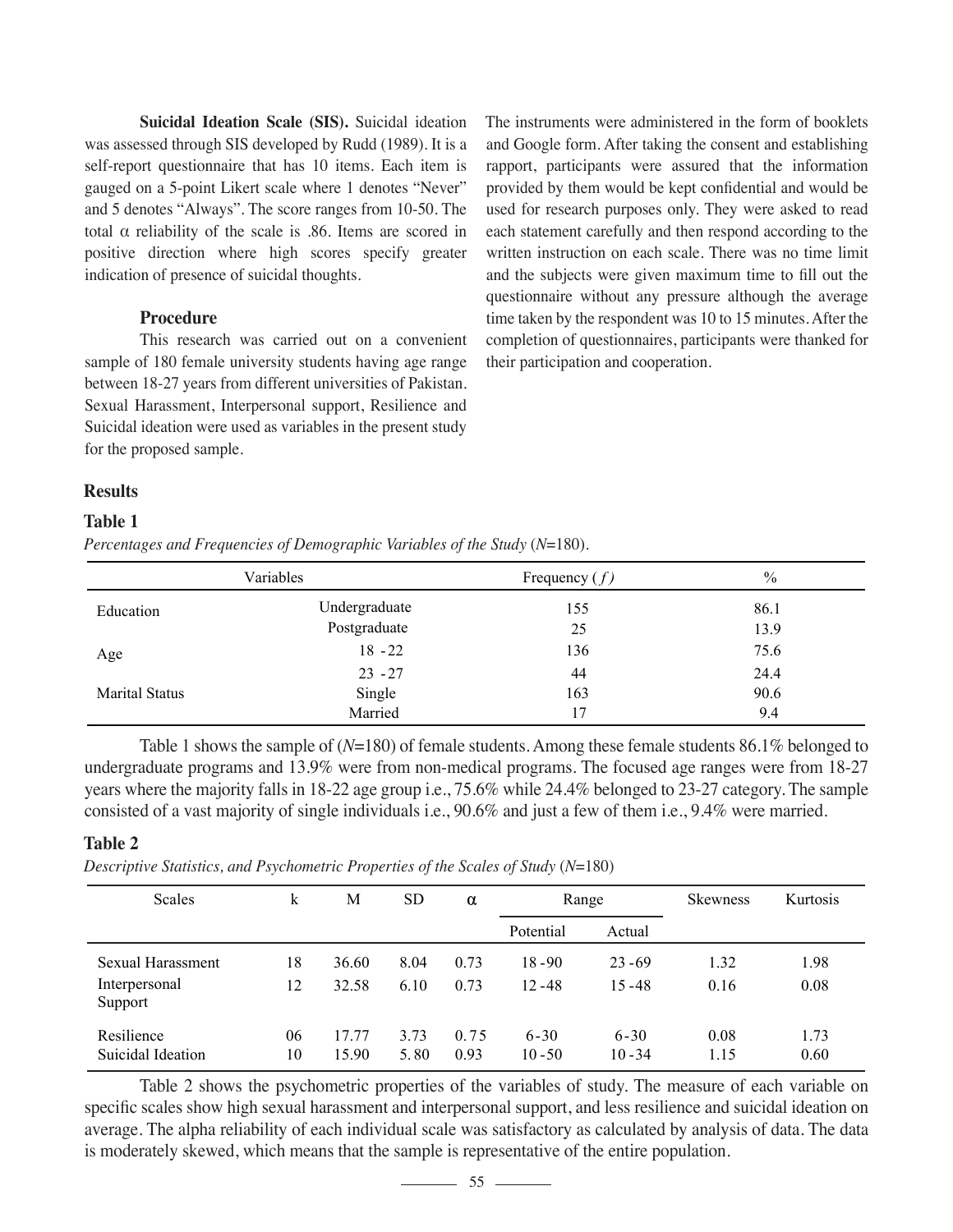**Suicidal Ideation Scale (SIS).** Suicidal ideation was assessed through SIS developed by Rudd (1989). It is a self-report questionnaire that has 10 items. Each item is gauged on a 5-point Likert scale where 1 denotes "Never" and 5 denotes "Always". The score ranges from 10-50. The total α reliability of the scale is .86. Items are scored in positive direction where high scores specify greater indication of presence of suicidal thoughts.

### Procedure

This research was carried out on a convenient sample of 180 female university students having age range between 18-27 years from different universities of Pakistan. Sexual Harassment, Interpersonal support, Resilience and Suicidal ideation were used as variables in the present study for the proposed sample. The instruments were administered in the form of booklets and Google form. After taking the consent and establishing rapport, participants were assured that the information provided by them would be kept confidential and would be used for research purposes only. They were asked to read each statement carefully and then respond according to the written instruction on each scale. There was no time limit and the subjects were given maximum time to fill out the questionnaire without any pressure although the average time taken by the respondent was 10 to 15 minutes. After the completion of questionnaires, participants were thanked for their participation and cooperation.

## Results

**Table 1**

*Percentages and Frequencies of Demographic Variables of the Study* (*N*=180).

| Variables | | Frequency (*f*) | % |
|---|---|---|---|
| Education | Undergraduate | 155 | 86.1 |
| | Postgraduate | 25 | 13.9 |
| Age | 18 - 22 | 136 | 75.6 |
| | 23 - 27 | 44 | 24.4 |
| Marital Status | Single | 163 | 90.6 |
| | Married | 17 | 9.4 |

Table 1 shows the sample of (*N*=180) of female students. Among these female students 86.1% belonged to undergraduate programs and 13.9% were from non-medical programs. The focused age ranges were from 18-27 years where the majority falls in 18-22 age group i.e., 75.6% while 24.4% belonged to 23-27 category. The sample consisted of a vast majority of single individuals i.e., 90.6% and just a few of them i.e., 9.4% were married.

**Table 2**

*Descriptive Statistics, and Psychometric Properties of the Scales of Study* (*N*=180)

| Scales | k | M | SD | α | Range | | Skewness | Kurtosis |
|---|---|---|---|---|---|---|---|---|
| | | | | | Potential | Actual | | |
| Sexual Harassment | 18 | 36.60 | 8.04 | 0.73 | 18 - 90 | 23 - 69 | 1.32 | 1.98 |
| Interpersonal Support | 12 | 32.58 | 6.10 | 0.73 | 12 - 48 | 15 - 48 | 0.16 | 0.08 |
| Resilience | 06 | 17.77 | 3.73 | 0.75 | 6 - 30 | 6 - 30 | 0.08 | 1.73 |
| Suicidal Ideation | 10 | 15.90 | 5.80 | 0.93 | 10 - 50 | 10 - 34 | 1.15 | 0.60 |

Table 2 shows the psychometric properties of the variables of study. The measure of each variable on specific scales show high sexual harassment and interpersonal support, and less resilience and suicidal ideation on average. The alpha reliability of each individual scale was satisfactory as calculated by analysis of data. The data is moderately skewed, which means that the sample is representative of the entire population.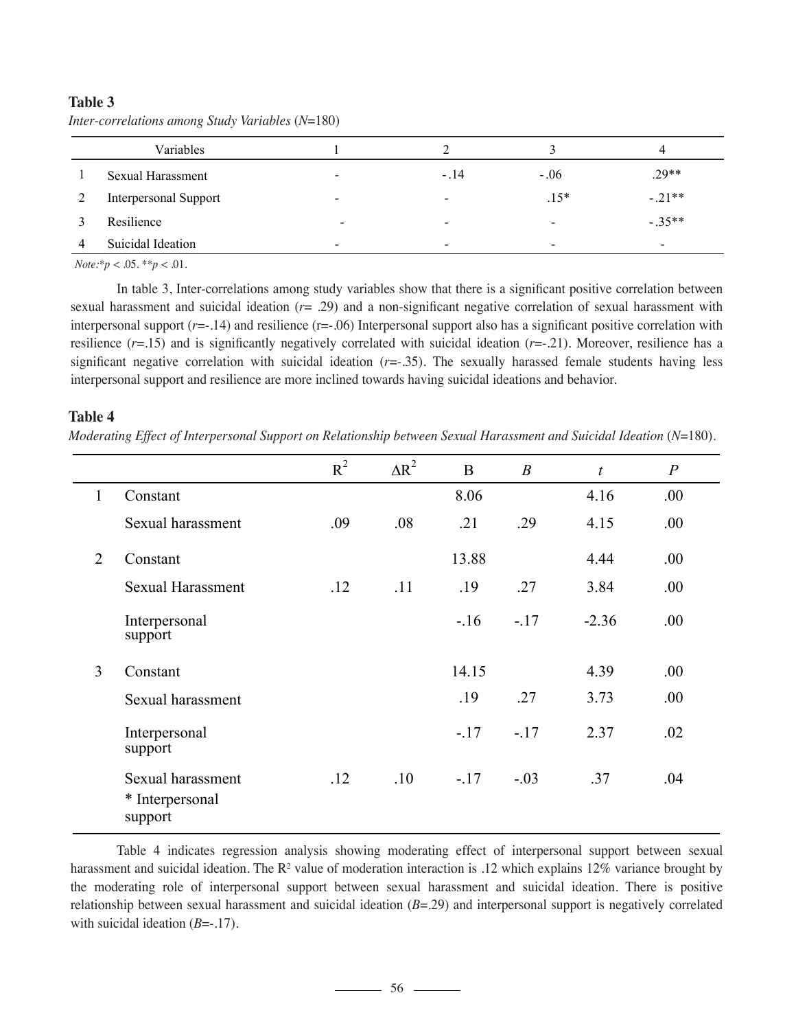**Table 3**

*Inter-correlations among Study Variables* (*N*=180)

| | Variables | 1 | 2 | 3 | 4 |
|---|---|---|---|---|---|
| 1 | Sexual Harassment | - | -.14 | -.06 | .29** |
| 2 | Interpersonal Support | - | - | .15* | -.21** |
| 3 | Resilience | - | - | - | -.35** |
| 4 | Suicidal Ideation | - | - | - | - |

*Note:* *$p < .05$. **$p < .01$.

In table 3, Inter-correlations among study variables show that there is a significant positive correlation between sexual harassment and suicidal ideation (*r*= .29) and a non-significant negative correlation of sexual harassment with interpersonal support (*r*=-.14) and resilience (r=-.06) Interpersonal support also has a significant positive correlation with resilience (*r*=.15) and is significantly negatively correlated with suicidal ideation (*r*=-.21). Moreover, resilience has a significant negative correlation with suicidal ideation (*r*=-.35). The sexually harassed female students having less interpersonal support and resilience are more inclined towards having suicidal ideations and behavior.

**Table 4**

*Moderating Effect of Interpersonal Support on Relationship between Sexual Harassment and Suicidal Ideation* (*N*=180).

| | | $R^2$ | $\Delta R^2$ | B | *B* | *t* | *P* |
|---|---|---|---|---|---|---|---|
| 1 | Constant | | | 8.06 | | 4.16 | .00 |
| | Sexual harassment | .09 | .08 | .21 | .29 | 4.15 | .00 |
| 2 | Constant | | | 13.88 | | 4.44 | .00 |
| | Sexual Harassment | .12 | .11 | .19 | .27 | 3.84 | .00 |
| | Interpersonal support | | | -.16 | -.17 | -2.36 | .00 |
| 3 | Constant | | | 14.15 | | 4.39 | .00 |
| | Sexual harassment | | | .19 | .27 | 3.73 | .00 |
| | Interpersonal support | | | -.17 | -.17 | 2.37 | .02 |
| | Sexual harassment * Interpersonal support | .12 | .10 | -.17 | -.03 | .37 | .04 |

Table 4 indicates regression analysis showing moderating effect of interpersonal support between sexual harassment and suicidal ideation. The $R^2$ value of moderation interaction is .12 which explains 12% variance brought by the moderating role of interpersonal support between sexual harassment and suicidal ideation. There is positive relationship between sexual harassment and suicidal ideation (*B*=.29) and interpersonal support is negatively correlated with suicidal ideation (*B*=-.17).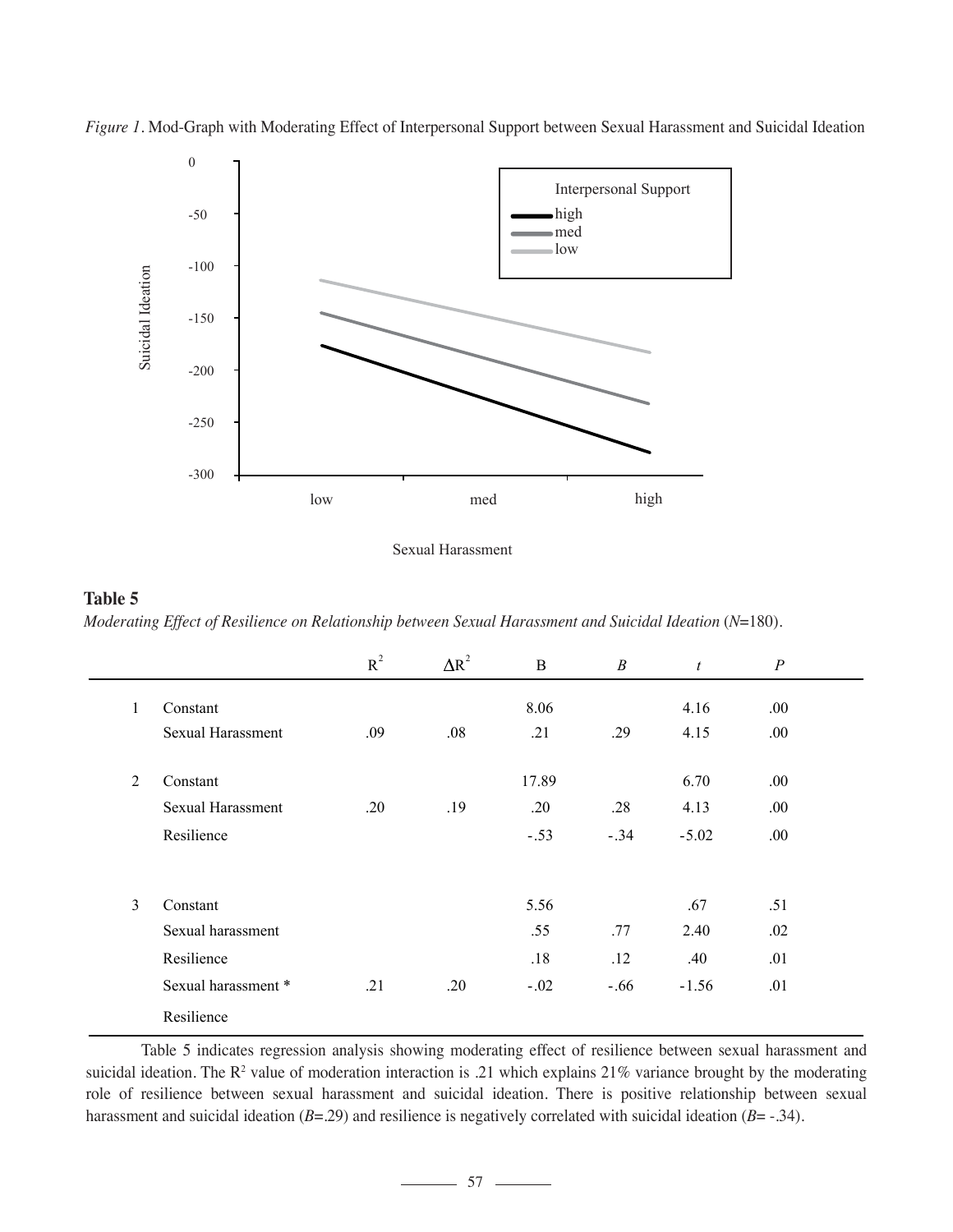*Figure 1*. Mod-Graph with Moderating Effect of Interpersonal Support between Sexual Harassment and Suicidal Ideation

**Table 5**

*Moderating Effect of Resilience on Relationship between Sexual Harassment and Suicidal Ideation* (*N*=180).

| | | $R^2$ | $\Delta R^2$ | B | *B* | *t* | *P* |
|---|---|---|---|---|---|---|---|
| 1 | Constant | | | 8.06 | | 4.16 | .00 |
| | Sexual Harassment | .09 | .08 | .21 | .29 | 4.15 | .00 |
| 2 | Constant | | | 17.89 | | 6.70 | .00 |
| | Sexual Harassment | .20 | .19 | .20 | .28 | 4.13 | .00 |
| | Resilience | | | -.53 | -.34 | -5.02 | .00 |
| 3 | Constant | | | 5.56 | | .67 | .51 |
| | Sexual harassment | | | .55 | .77 | 2.40 | .02 |
| | Resilience | | | .18 | .12 | .40 | .01 |
| | Sexual harassment * Resilience | .21 | .20 | -.02 | -.66 | -1.56 | .01 |

Table 5 indicates regression analysis showing moderating effect of resilience between sexual harassment and suicidal ideation. The $R^2$ value of moderation interaction is .21 which explains 21% variance brought by the moderating role of resilience between sexual harassment and suicidal ideation. There is positive relationship between sexual harassment and suicidal ideation (*B*=.29) and resilience is negatively correlated with suicidal ideation (*B*= -.34).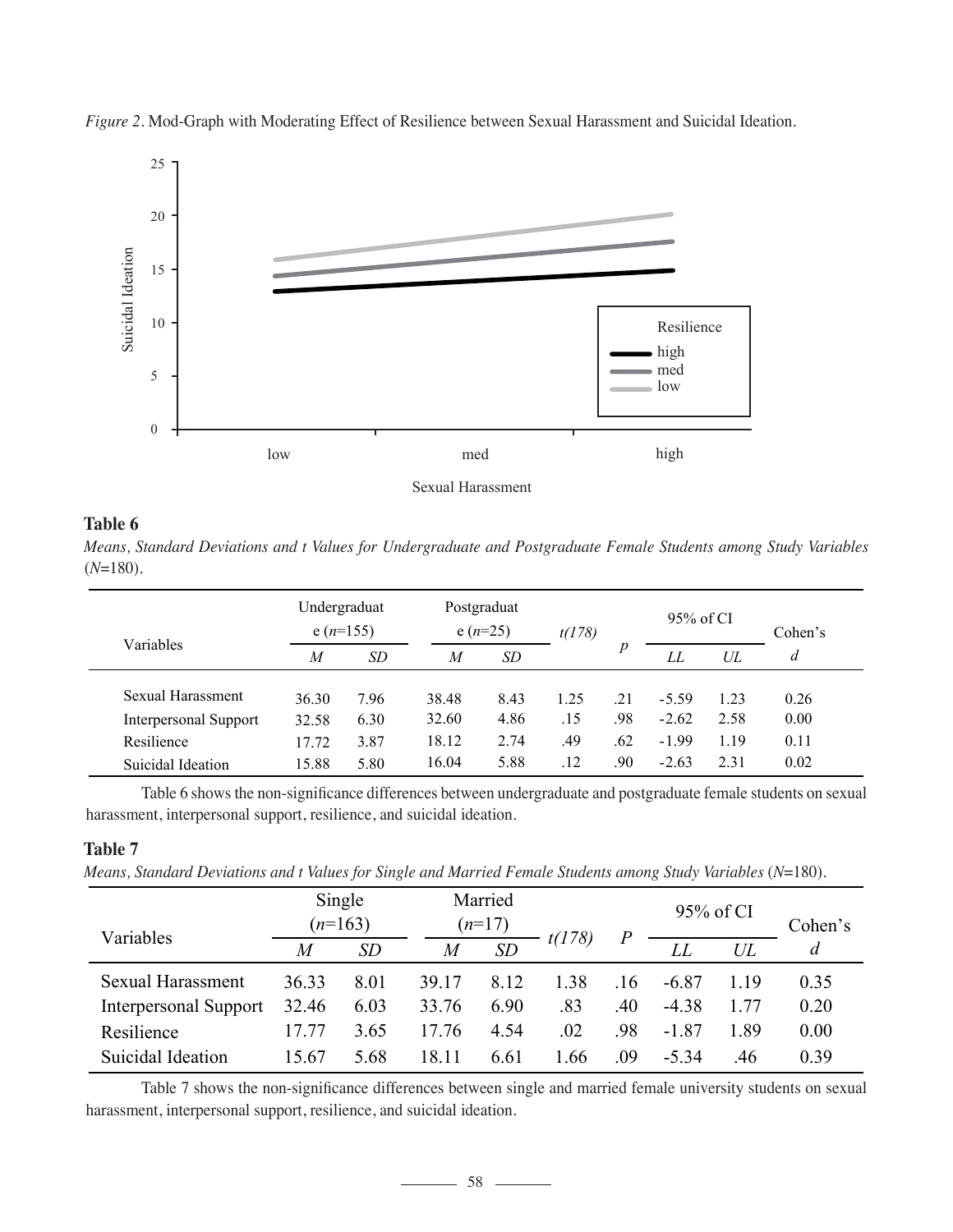*Figure 2*. Mod-Graph with Moderating Effect of Resilience between Sexual Harassment and Suicidal Ideation.

**Table 6**

*Means, Standard Deviations and t Values for Undergraduate and Postgraduate Female Students among Study Variables* (*N*=180).

| Variables | Undergraduate (*n*=155) | | Postgraduate (*n*=25) | | *t(178)* | *p* | 95% of CI | | Cohen's *d* |
|---|---|---|---|---|---|---|---|---|---|
| | *M* | *SD* | *M* | *SD* | | | *LL* | *UL* | |
| Sexual Harassment | 36.30 | 7.96 | 38.48 | 8.43 | 1.25 | .21 | -5.59 | 1.23 | 0.26 |
| Interpersonal Support | 32.58 | 6.30 | 32.60 | 4.86 | .15 | .98 | -2.62 | 2.58 | 0.00 |
| Resilience | 17.72 | 3.87 | 18.12 | 2.74 | .49 | .62 | -1.99 | 1.19 | 0.11 |
| Suicidal Ideation | 15.88 | 5.80 | 16.04 | 5.88 | .12 | .90 | -2.63 | 2.31 | 0.02 |

Table 6 shows the non-significance differences between undergraduate and postgraduate female students on sexual harassment, interpersonal support, resilience, and suicidal ideation.

**Table 7**

*Means, Standard Deviations and t Values for Single and Married Female Students among Study Variables* (*N*=180).

| Variables | Single (*n*=163) | | Married (*n*=17) | | *t(178)* | *P* | 95% of CI | | Cohen's *d* |
|---|---|---|---|---|---|---|---|---|---|
| | *M* | *SD* | *M* | *SD* | | | *LL* | *UL* | |
| Sexual Harassment | 36.33 | 8.01 | 39.17 | 8.12 | 1.38 | .16 | -6.87 | 1.19 | 0.35 |
| Interpersonal Support | 32.46 | 6.03 | 33.76 | 6.90 | .83 | .40 | -4.38 | 1.77 | 0.20 |
| Resilience | 17.77 | 3.65 | 17.76 | 4.54 | .02 | .98 | -1.87 | 1.89 | 0.00 |
| Suicidal Ideation | 15.67 | 5.68 | 18.11 | 6.61 | 1.66 | .09 | -5.34 | .46 | 0.39 |

Table 7 shows the non-significance differences between single and married female university students on sexual harassment, interpersonal support, resilience, and suicidal ideation.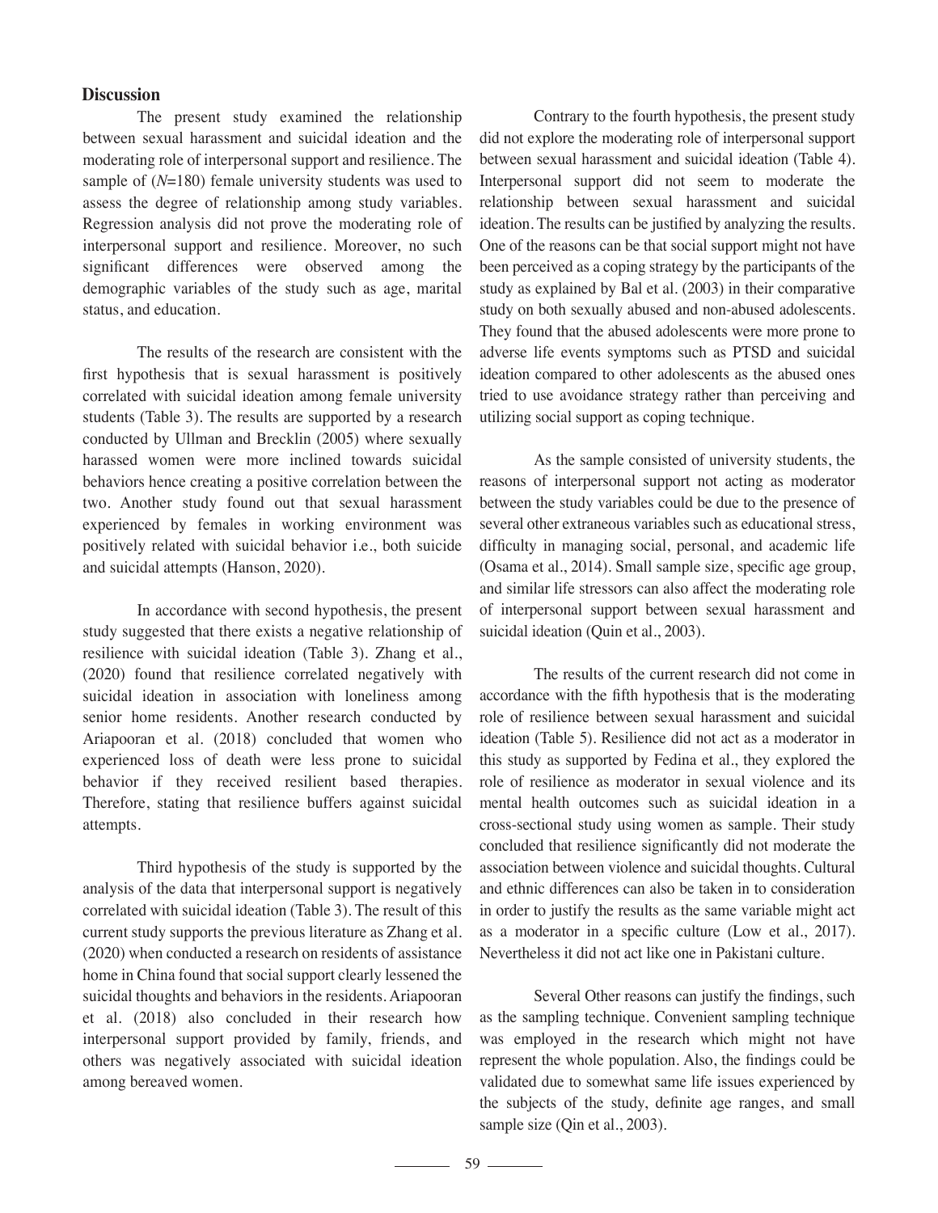## Discussion

The present study examined the relationship between sexual harassment and suicidal ideation and the moderating role of interpersonal support and resilience. The sample of ($N$=180) female university students was used to assess the degree of relationship among study variables. Regression analysis did not prove the moderating role of interpersonal support and resilience. Moreover, no such significant differences were observed among the demographic variables of the study such as age, marital status, and education.

The results of the research are consistent with the first hypothesis that is sexual harassment is positively correlated with suicidal ideation among female university students (Table 3). The results are supported by a research conducted by Ullman and Brecklin (2005) where sexually harassed women were more inclined towards suicidal behaviors hence creating a positive correlation between the two. Another study found out that sexual harassment experienced by females in working environment was positively related with suicidal behavior i.e., both suicide and suicidal attempts (Hanson, 2020).

In accordance with second hypothesis, the present study suggested that there exists a negative relationship of resilience with suicidal ideation (Table 3). Zhang et al., (2020) found that resilience correlated negatively with suicidal ideation in association with loneliness among senior home residents. Another research conducted by Ariapooran et al. (2018) concluded that women who experienced loss of death were less prone to suicidal behavior if they received resilient based therapies. Therefore, stating that resilience buffers against suicidal attempts.

Third hypothesis of the study is supported by the analysis of the data that interpersonal support is negatively correlated with suicidal ideation (Table 3). The result of this current study supports the previous literature as Zhang et al. (2020) when conducted a research on residents of assistance home in China found that social support clearly lessened the suicidal thoughts and behaviors in the residents. Ariapooran et al. (2018) also concluded in their research how interpersonal support provided by family, friends, and others was negatively associated with suicidal ideation among bereaved women.

Contrary to the fourth hypothesis, the present study did not explore the moderating role of interpersonal support between sexual harassment and suicidal ideation (Table 4). Interpersonal support did not seem to moderate the relationship between sexual harassment and suicidal ideation. The results can be justified by analyzing the results. One of the reasons can be that social support might not have been perceived as a coping strategy by the participants of the study as explained by Bal et al. (2003) in their comparative study on both sexually abused and non-abused adolescents. They found that the abused adolescents were more prone to adverse life events symptoms such as PTSD and suicidal ideation compared to other adolescents as the abused ones tried to use avoidance strategy rather than perceiving and utilizing social support as coping technique.

As the sample consisted of university students, the reasons of interpersonal support not acting as moderator between the study variables could be due to the presence of several other extraneous variables such as educational stress, difficulty in managing social, personal, and academic life (Osama et al., 2014). Small sample size, specific age group, and similar life stressors can also affect the moderating role of interpersonal support between sexual harassment and suicidal ideation (Quin et al., 2003).

The results of the current research did not come in accordance with the fifth hypothesis that is the moderating role of resilience between sexual harassment and suicidal ideation (Table 5). Resilience did not act as a moderator in this study as supported by Fedina et al., they explored the role of resilience as moderator in sexual violence and its mental health outcomes such as suicidal ideation in a cross-sectional study using women as sample. Their study concluded that resilience significantly did not moderate the association between violence and suicidal thoughts. Cultural and ethnic differences can also be taken in to consideration in order to justify the results as the same variable might act as a moderator in a specific culture (Low et al., 2017). Nevertheless it did not act like one in Pakistani culture.

Several Other reasons can justify the findings, such as the sampling technique. Convenient sampling technique was employed in the research which might not have represent the whole population. Also, the findings could be validated due to somewhat same life issues experienced by the subjects of the study, definite age ranges, and small sample size (Qin et al., 2003).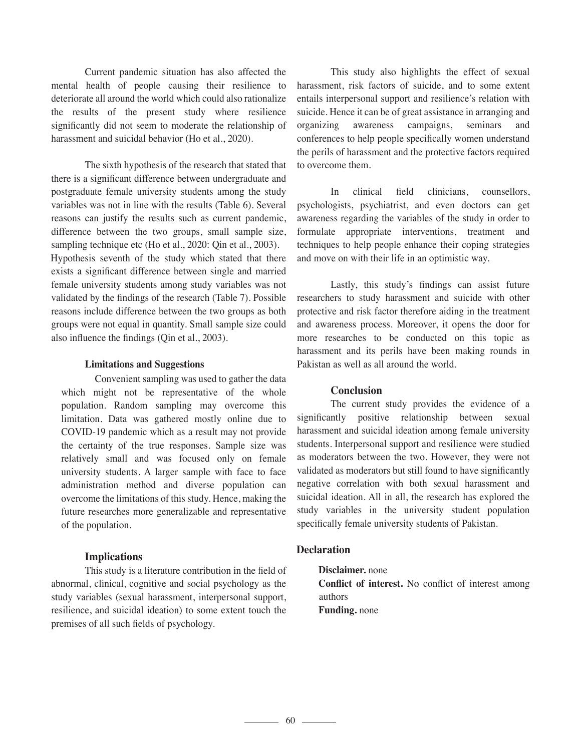Current pandemic situation has also affected the mental health of people causing their resilience to deteriorate all around the world which could also rationalize the results of the present study where resilience significantly did not seem to moderate the relationship of harassment and suicidal behavior (Ho et al., 2020).

The sixth hypothesis of the research that stated that there is a significant difference between undergraduate and postgraduate female university students among the study variables was not in line with the results (Table 6). Several reasons can justify the results such as current pandemic, difference between the two groups, small sample size, sampling technique etc (Ho et al., 2020: Qin et al., 2003). Hypothesis seventh of the study which stated that there exists a significant difference between single and married female university students among study variables was not validated by the findings of the research (Table 7). Possible reasons include difference between the two groups as both groups were not equal in quantity. Small sample size could also influence the findings (Qin et al., 2003).

### Limitations and Suggestions

Convenient sampling was used to gather the data which might not be representative of the whole population. Random sampling may overcome this limitation. Data was gathered mostly online due to COVID-19 pandemic which as a result may not provide the certainty of the true responses. Sample size was relatively small and was focused only on female university students. A larger sample with face to face administration method and diverse population can overcome the limitations of this study. Hence, making the future researches more generalizable and representative of the population.

## Implications

This study is a literature contribution in the field of abnormal, clinical, cognitive and social psychology as the study variables (sexual harassment, interpersonal support, resilience, and suicidal ideation) to some extent touch the premises of all such fields of psychology.

This study also highlights the effect of sexual harassment, risk factors of suicide, and to some extent entails interpersonal support and resilience's relation with suicide. Hence it can be of great assistance in arranging and organizing awareness campaigns, seminars and conferences to help people specifically women understand the perils of harassment and the protective factors required to overcome them.

In clinical field clinicians, counsellors, psychologists, psychiatrist, and even doctors can get awareness regarding the variables of the study in order to formulate appropriate interventions, treatment and techniques to help people enhance their coping strategies and move on with their life in an optimistic way.

Lastly, this study's findings can assist future researchers to study harassment and suicide with other protective and risk factor therefore aiding in the treatment and awareness process. Moreover, it opens the door for more researches to be conducted on this topic as harassment and its perils have been making rounds in Pakistan as well as all around the world.

## Conclusion

The current study provides the evidence of a significantly positive relationship between sexual harassment and suicidal ideation among female university students. Interpersonal support and resilience were studied as moderators between the two. However, they were not validated as moderators but still found to have significantly negative correlation with both sexual harassment and suicidal ideation. All in all, the research has explored the study variables in the university student population specifically female university students of Pakistan.

## Declaration

**Disclaimer.** none

**Conflict of interest.** No conflict of interest among authors

**Funding.** none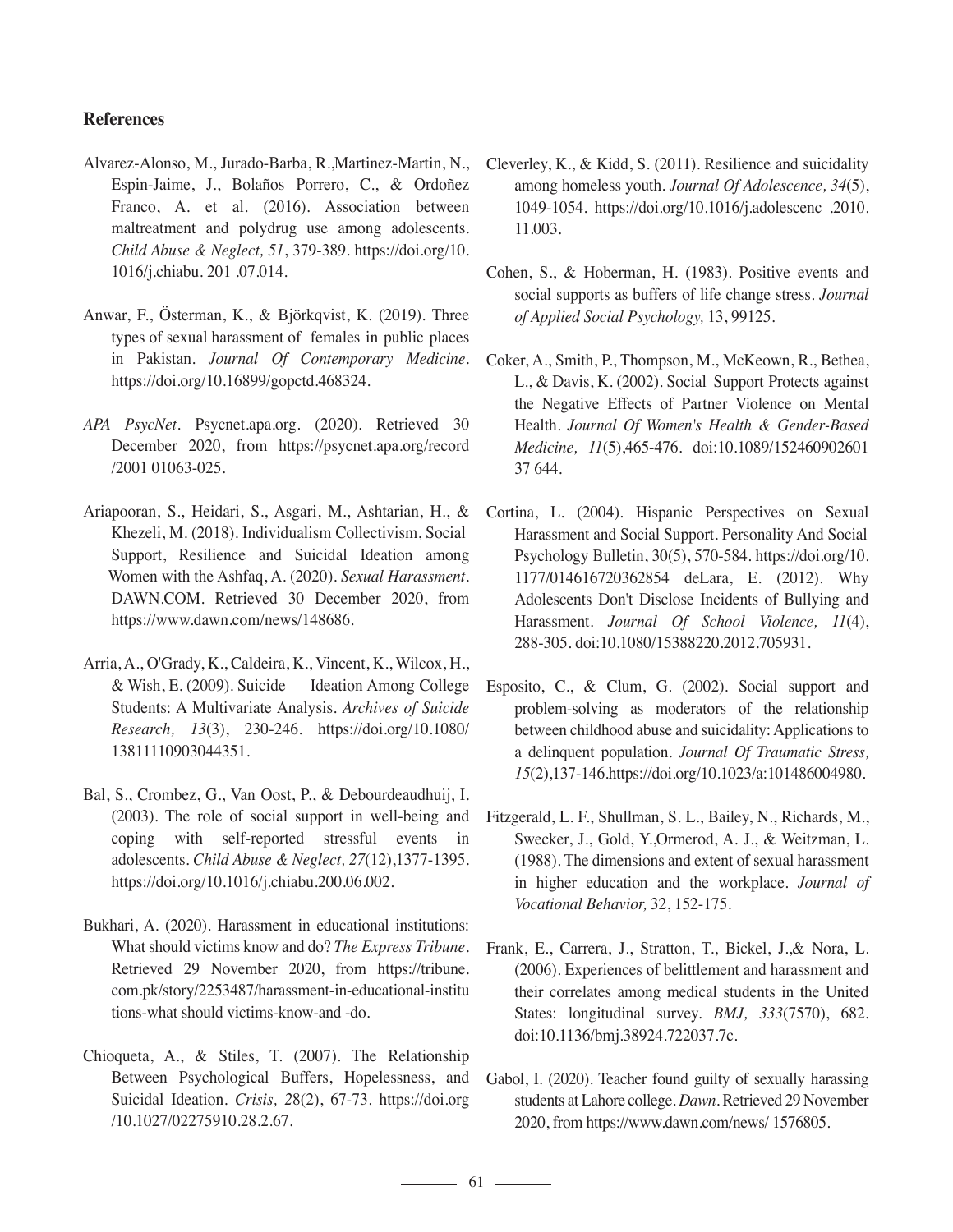## References

Alvarez-Alonso, M., Jurado-Barba, R.,Martinez-Martin, N., Espin-Jaime, J., Bolaños Porrero, C., & Ordoñez Franco, A. et al. (2016). Association between maltreatment and polydrug use among adolescents. *Child Abuse & Neglect, 51*, 379-389. https://doi.org/10. 1016/j.chiabu. 201 .07.014.

Anwar, F., Österman, K., & Björkqvist, K. (2019). Three types of sexual harassment of females in public places in Pakistan. *Journal Of Contemporary Medicine*. https://doi.org/10.16899/gopctd.468324.

*APA PsycNet*. Psycnet.apa.org. (2020). Retrieved 30 December 2020, from https://psycnet.apa.org/record /2001 01063-025.

Ariapooran, S., Heidari, S., Asgari, M., Ashtarian, H., & Khezeli, M. (2018). Individualism Collectivism, Social Support, Resilience and Suicidal Ideation among Women with the Ashfaq, A. (2020). *Sexual Harassment*. DAWN.COM. Retrieved 30 December 2020, from https://www.dawn.com/news/148686.

Arria, A., O'Grady, K., Caldeira, K., Vincent, K., Wilcox, H., & Wish, E. (2009). Suicide Ideation Among College Students: A Multivariate Analysis. *Archives of Suicide Research, 13*(3), 230-246. https://doi.org/10.1080/ 13811110903044351.

Bal, S., Crombez, G., Van Oost, P., & Debourdeaudhuij, I. (2003). The role of social support in well-being and coping with self-reported stressful events in adolescents. *Child Abuse & Neglect, 27*(12),1377-1395. https://doi.org/10.1016/j.chiabu.200.06.002.

Bukhari, A. (2020). Harassment in educational institutions: What should victims know and do? *The Express Tribune*. Retrieved 29 November 2020, from https://tribune. com.pk/story/2253487/harassment-in-educational-institu tions-what should victims-know-and -do.

Chioqueta, A., & Stiles, T. (2007). The Relationship Between Psychological Buffers, Hopelessness, and Suicidal Ideation. *Crisis, 2*8(2), 67-73. https://doi.org /10.1027/02275910.28.2.67.

Cleverley, K., & Kidd, S. (2011). Resilience and suicidality among homeless youth. *Journal Of Adolescence, 34*(5), 1049-1054. https://doi.org/10.1016/j.adolescenc .2010. 11.003.

Cohen, S., & Hoberman, H. (1983). Positive events and social supports as buffers of life change stress. *Journal of Applied Social Psychology,* 13, 99125.

Coker, A., Smith, P., Thompson, M., McKeown, R., Bethea, L., & Davis, K. (2002). Social Support Protects against the Negative Effects of Partner Violence on Mental Health. *Journal Of Women's Health & Gender-Based Medicine, 11*(5),465-476. doi:10.1089/152460902601 37 644.

Cortina, L. (2004). Hispanic Perspectives on Sexual Harassment and Social Support. Personality And Social Psychology Bulletin, 30(5), 570-584. https://doi.org/10. 1177/014616720362854 deLara, E. (2012). Why Adolescents Don't Disclose Incidents of Bullying and Harassment. *Journal Of School Violence, 11*(4), 288-305. doi:10.1080/15388220.2012.705931.

Esposito, C., & Clum, G. (2002). Social support and problem-solving as moderators of the relationship between childhood abuse and suicidality: Applications to a delinquent population. *Journal Of Traumatic Stress, 15*(2),137-146.https://doi.org/10.1023/a:101486004980.

Fitzgerald, L. F., Shullman, S. L., Bailey, N., Richards, M., Swecker, J., Gold, Y.,Ormerod, A. J., & Weitzman, L. (1988). The dimensions and extent of sexual harassment in higher education and the workplace. *Journal of Vocational Behavior,* 32, 152-175.

Frank, E., Carrera, J., Stratton, T., Bickel, J.,& Nora, L. (2006). Experiences of belittlement and harassment and their correlates among medical students in the United States: longitudinal survey. *BMJ, 333*(7570), 682. doi:10.1136/bmj.38924.722037.7c.

Gabol, I. (2020). Teacher found guilty of sexually harassing students at Lahore college. *Dawn*. Retrieved 29 November 2020, from https://www.dawn.com/news/ 1576805.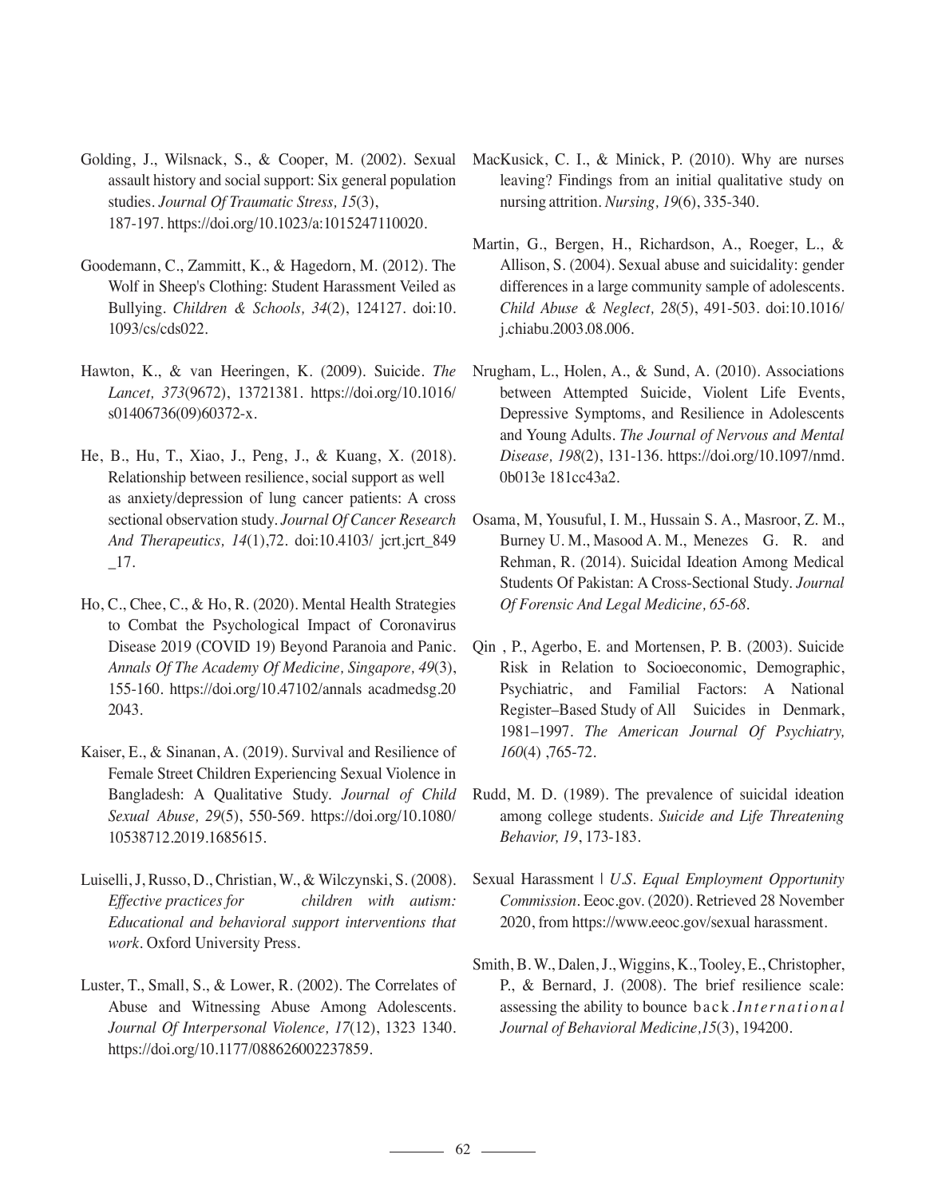Golding, J., Wilsnack, S., & Cooper, M. (2002). Sexual assault history and social support: Six general population studies. *Journal Of Traumatic Stress, 15*(3), 187-197. https://doi.org/10.1023/a:1015247110020.

Goodemann, C., Zammitt, K., & Hagedorn, M. (2012). The Wolf in Sheep's Clothing: Student Harassment Veiled as Bullying. *Children & Schools, 34*(2), 124127. doi:10. 1093/cs/cds022.

Hawton, K., & van Heeringen, K. (2009). Suicide. *The Lancet, 373*(9672), 13721381. https://doi.org/10.1016/ s01406736(09)60372-x.

He, B., Hu, T., Xiao, J., Peng, J., & Kuang, X. (2018). Relationship between resilience, social support as well as anxiety/depression of lung cancer patients: A cross sectional observation study. *Journal Of Cancer Research And Therapeutics, 14*(1),72. doi:10.4103/ jcrt.jcrt_849 _17.

Ho, C., Chee, C., & Ho, R. (2020). Mental Health Strategies to Combat the Psychological Impact of Coronavirus Disease 2019 (COVID 19) Beyond Paranoia and Panic. *Annals Of The Academy Of Medicine, Singapore, 49*(3), 155-160. https://doi.org/10.47102/annals acadmedsg.20 2043.

Kaiser, E., & Sinanan, A. (2019). Survival and Resilience of Female Street Children Experiencing Sexual Violence in Bangladesh: A Qualitative Study. *Journal of Child Sexual Abuse, 29*(5), 550-569. https://doi.org/10.1080/ 10538712.2019.1685615.

Luiselli, J, Russo, D., Christian, W., & Wilczynski, S. (2008). *Effective practices for children with autism: Educational and behavioral support interventions that work*. Oxford University Press.

Luster, T., Small, S., & Lower, R. (2002). The Correlates of Abuse and Witnessing Abuse Among Adolescents. *Journal Of Interpersonal Violence, 17*(12), 1323 1340. https://doi.org/10.1177/088626002237859.

MacKusick, C. I., & Minick, P. (2010). Why are nurses leaving? Findings from an initial qualitative study on nursing attrition. *Nursing, 19*(6), 335-340.

Martin, G., Bergen, H., Richardson, A., Roeger, L., & Allison, S. (2004). Sexual abuse and suicidality: gender differences in a large community sample of adolescents. *Child Abuse & Neglect, 28*(5), 491-503. doi:10.1016/ j.chiabu.2003.08.006.

Nrugham, L., Holen, A., & Sund, A. (2010). Associations between Attempted Suicide, Violent Life Events, Depressive Symptoms, and Resilience in Adolescents and Young Adults. *The Journal of Nervous and Mental Disease, 198*(2), 131-136. https://doi.org/10.1097/nmd. 0b013e 181cc43a2.

Osama, M, Yousuful, I. M., Hussain S. A., Masroor, Z. M., Burney U. M., Masood A. M., Menezes G. R. and Rehman, R. (2014). Suicidal Ideation Among Medical Students Of Pakistan: A Cross-Sectional Study. *Journal Of Forensic And Legal Medicine, 65-68*.

Qin , P., Agerbo, E. and Mortensen, P. B. (2003). Suicide Risk in Relation to Socioeconomic, Demographic, Psychiatric, and Familial Factors: A National Register–Based Study of All Suicides in Denmark, 1981–1997. *The American Journal Of Psychiatry, 160*(4) ,765-72.

Rudd, M. D. (1989). The prevalence of suicidal ideation among college students. *Suicide and Life Threatening Behavior, 19*, 173-183.

Sexual Harassment | *U.S. Equal Employment Opportunity Commission*. Eeoc.gov. (2020). Retrieved 28 November 2020, from https://www.eeoc.gov/sexual harassment.

Smith, B. W., Dalen, J., Wiggins, K., Tooley, E., Christopher, P., & Bernard, J. (2008). The brief resilience scale: assessing the ability to bounce back.*International Journal of Behavioral Medicine,15*(3), 194200.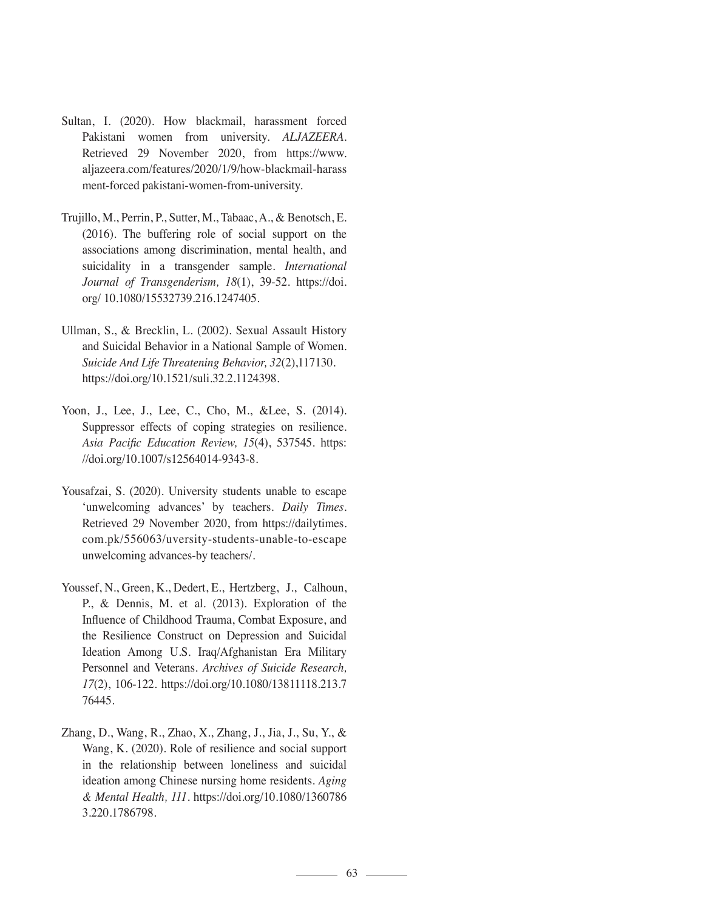Sultan, I. (2020). How blackmail, harassment forced Pakistani women from university. *ALJAZEERA*. Retrieved 29 November 2020, from https://www.aljazeera.com/features/2020/1/9/how-blackmail-harassment-forced pakistani-women-from-university.

Trujillo, M., Perrin, P., Sutter, M., Tabaac, A., & Benotsch, E. (2016). The buffering role of social support on the associations among discrimination, mental health, and suicidality in a transgender sample. *International Journal of Transgenderism, 18*(1), 39-52. https://doi.org/ 10.1080/15532739.216.1247405.

Ullman, S., & Brecklin, L. (2002). Sexual Assault History and Suicidal Behavior in a National Sample of Women. *Suicide And Life Threatening Behavior, 32*(2),117130. https://doi.org/10.1521/suli.32.2.1124398.

Yoon, J., Lee, J., Lee, C., Cho, M., &Lee, S. (2014). Suppressor effects of coping strategies on resilience. *Asia Pacific Education Review, 15*(4), 537545. https://doi.org/10.1007/s12564014-9343-8.

Yousafzai, S. (2020). University students unable to escape 'unwelcoming advances' by teachers. *Daily Times*. Retrieved 29 November 2020, from https://dailytimes.com.pk/556063/uversity-students-unable-to-escape unwelcoming advances-by teachers/.

Youssef, N., Green, K., Dedert, E., Hertzberg, J., Calhoun, P., & Dennis, M. et al. (2013). Exploration of the Influence of Childhood Trauma, Combat Exposure, and the Resilience Construct on Depression and Suicidal Ideation Among U.S. Iraq/Afghanistan Era Military Personnel and Veterans. *Archives of Suicide Research, 17*(2), 106-122. https://doi.org/10.1080/13811118.213.776445.

Zhang, D., Wang, R., Zhao, X., Zhang, J., Jia, J., Su, Y., & Wang, K. (2020). Role of resilience and social support in the relationship between loneliness and suicidal ideation among Chinese nursing home residents. *Aging & Mental Health, 111*. https://doi.org/10.1080/13607863.220.1786798.